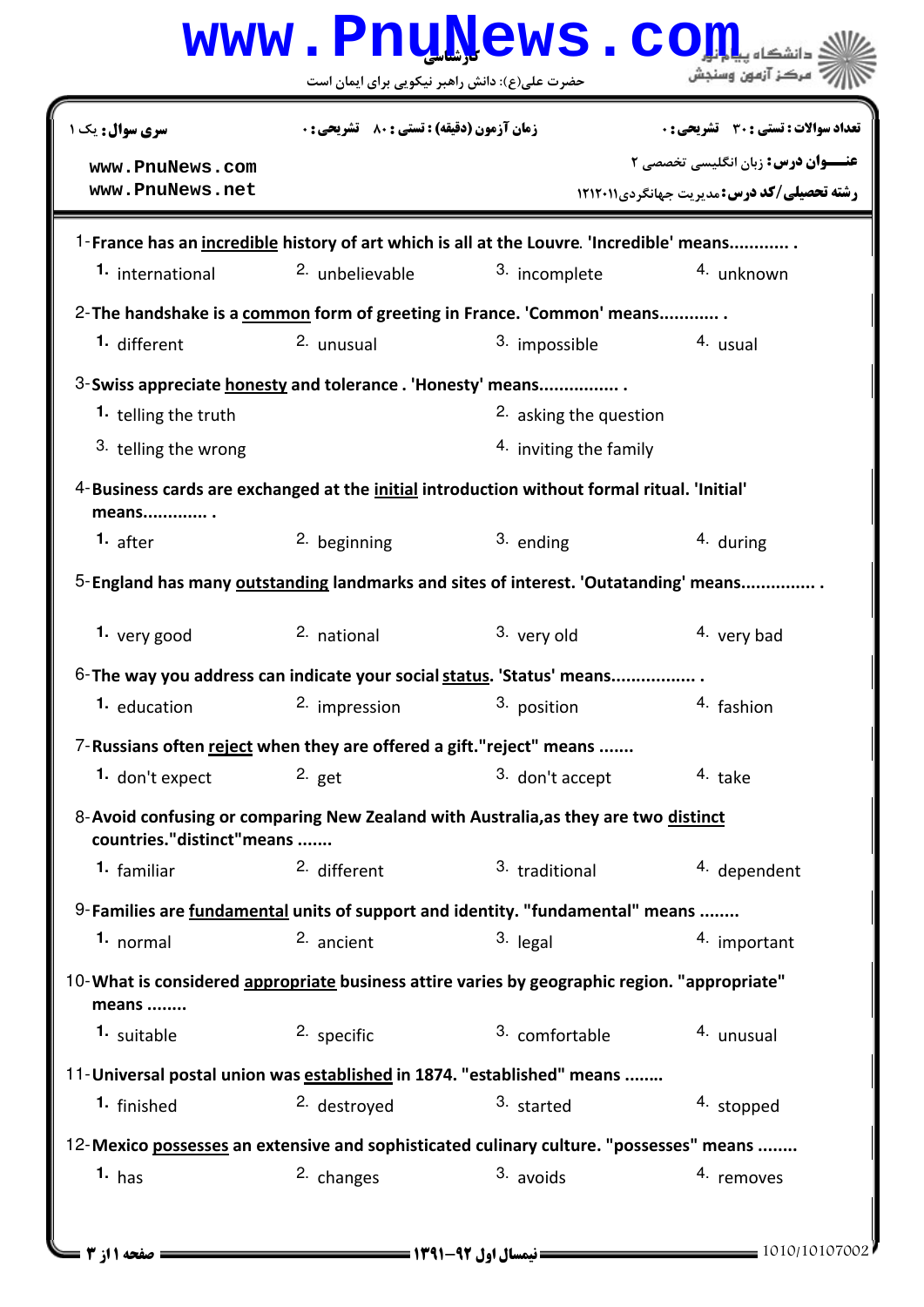حضرت علی(ع): دانش راهبر نیکویی برای ایمان است

**سری سوال:** یک ۱ | **زمان آزمون (دقیقه) : تستی :** ۸۰ **تشریحی :** ۰ | **تعداد سوالات : تستی :** ۳۰ **تشریحی :** ۰

**عنـــوان درس:** زبان انگلیسی تخصصی ۲

**رشته تحصیلی/کد درس:** مدیریت جهانگردی ۱۲۱۲۰۱۱

1- **France has an incredible history of art which is all at the Louvre. 'Incredible' means............ .**

1. international
2. unbelievable
3. incomplete
4. unknown

2- **The handshake is a common form of greeting in France. 'Common' means............ .**

1. different
2. unusual
3. impossible
4. usual

3- **Swiss appreciate honesty and tolerance . 'Honesty' means................ .**

1. telling the truth
2. asking the question
3. telling the wrong
4. inviting the family

4- **Business cards are exchanged at the initial introduction without formal ritual. 'Initial' means............. .**

1. after
2. beginning
3. ending
4. during

5- **England has many outstanding landmarks and sites of interest. 'Outatanding' means............... .**

1. very good
2. national
3. very old
4. very bad

6- **The way you address can indicate your social status. 'Status' means................. .**

1. education
2. impression
3. position
4. fashion

7- **Russians often reject when they are offered a gift."reject" means .......**

1. don't expect
2. get
3. don't accept
4. take

8- **Avoid confusing or comparing New Zealand with Australia,as they are two distinct countries."distinct"means .......**

1. familiar
2. different
3. traditional
4. dependent

9- **Families are fundamental units of support and identity. "fundamental" means ........**

1. normal
2. ancient
3. legal
4. important

10- **What is considered appropriate business attire varies by geographic region. "appropriate" means ........**

1. suitable
2. specific
3. comfortable
4. unusual

11- **Universal postal union was established in 1874. "established" means ........**

1. finished
2. destroyed
3. started
4. stopped

12- **Mexico possesses an extensive and sophisticated culinary culture. "possesses" means ........**

1. has
2. changes
3. avoids
4. removes

نیمسال اول ۹۲-۱۳۹۱ 1010/10107002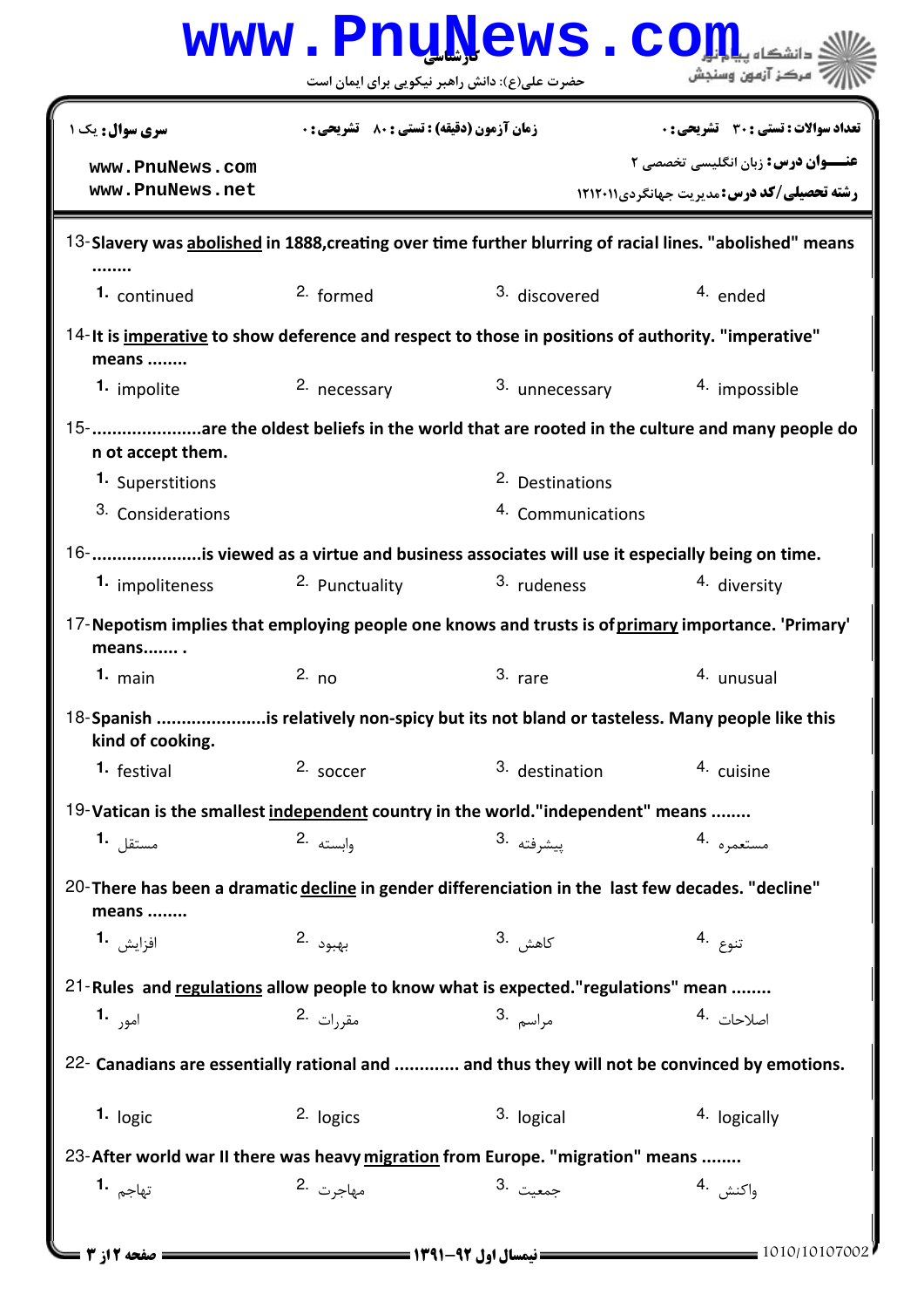کارشناسی

حضرت علی(ع): دانش راهبر نیکویی برای ایمان است

| سری سوال: یک ۱ | زمان آزمون (دقیقه) : تستی : ۸۰ تشریحی : ۰ | تعداد سوالات : تستی : ۳۰ تشریحی : ۰ |
|---|---|---|
| www.PnuNews.com | | عنـــوان درس: زبان انگلیسی تخصصی ۲ |
| www.PnuNews.net | | رشته تحصیلی/کد درس: مدیریت جهانگردی ۱۲۱۲۰۱۱ |

13-Slavery was abolished in 1888,creating over time further blurring of racial lines. "abolished" means ........

1. continued
2. formed
3. discovered
4. ended

14-It is imperative to show deference and respect to those in positions of authority. "imperative" means ........

1. impolite
2. necessary
3. unnecessary
4. impossible

15-......................are the oldest beliefs in the world that are rooted in the culture and many people do n ot accept them.

1. Superstitions
2. Destinations
3. Considerations
4. Communications

16-......................is viewed as a virtue and business associates will use it especially being on time.

1. impoliteness
2. Punctuality
3. rudeness
4. diversity

17-Nepotism implies that employing people one knows and trusts is of primary importance. 'Primary' means....... .

1. main
2. no
3. rare
4. unusual

18-Spanish ......................is relatively non-spicy but its not bland or tasteless. Many people like this kind of cooking.

1. festival
2. soccer
3. destination
4. cuisine

19-Vatican is the smallest independent country in the world."independent" means ........

1. مستقل
2. وابسته
3. پیشرفته
4. مستعمره

20-There has been a dramatic decline in gender differenciation in the last few decades. "decline" means ........

1. افزایش
2. بهبود
3. کاهش
4. تنوع

21-Rules and regulations allow people to know what is expected."regulations" mean ........

1. امور
2. مقررات
3. مراسم
4. اصلاحات

22- Canadians are essentially rational and ............. and thus they will not be convinced by emotions.

1. logic
2. logics
3. logical
4. logically

23-After world war II there was heavy migration from Europe. "migration" means ........

1. تهاجم
2. مهاجرت
3. جمعیت
4. واکنش

نیمسال اول ۹۲-۱۳۹۱

1010/10107002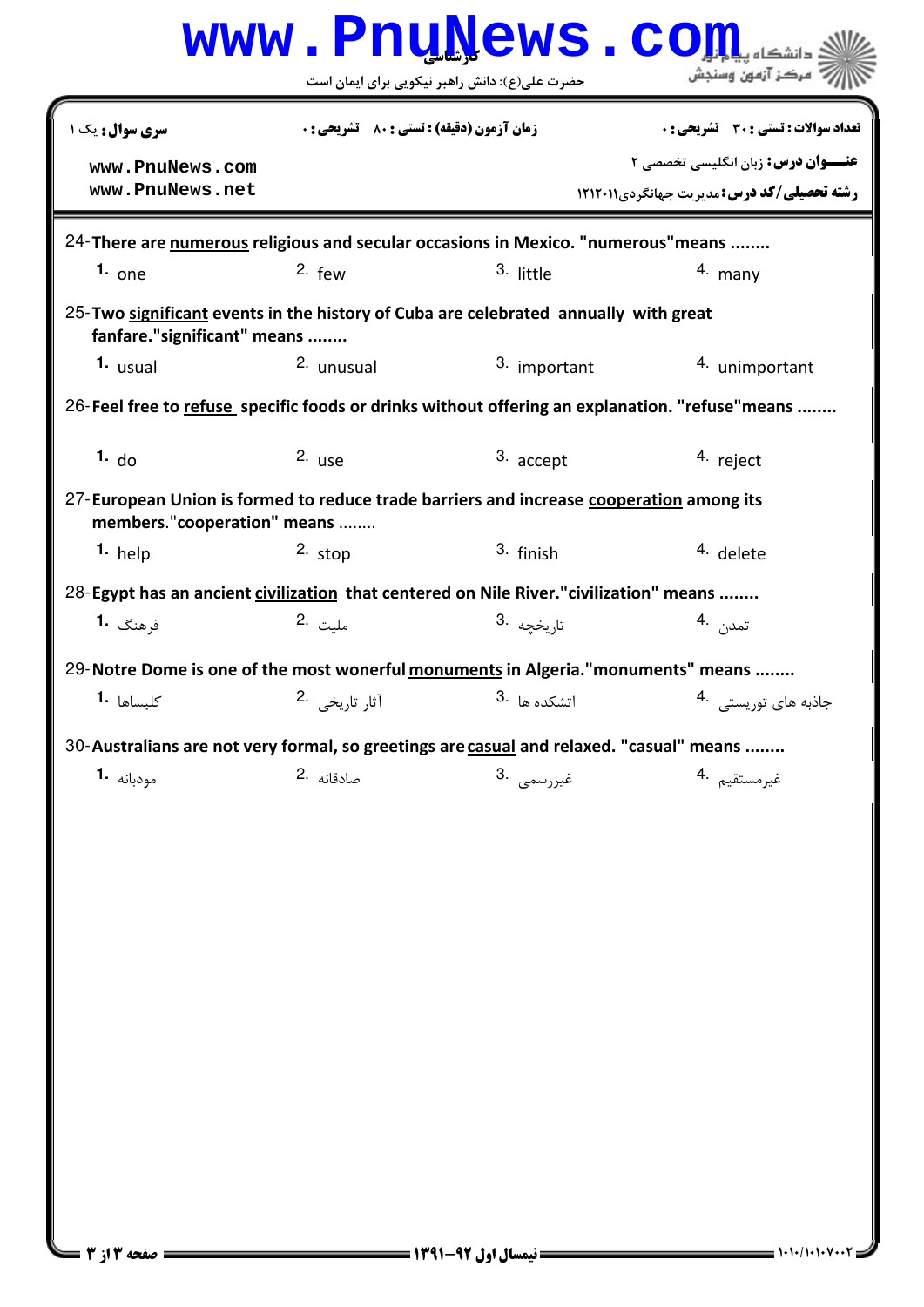24-There are <u>numerous</u> religious and secular occasions in Mexico. "numerous"means ........

1. one
2. few
3. little
4. many

25-Two <u>significant</u> events in the history of Cuba are celebrated annually with great fanfare."significant" means ........

1. usual
2. unusual
3. important
4. unimportant

26-Feel free to <u>refuse</u> specific foods or drinks without offering an explanation. "refuse"means ........

1. do
2. use
3. accept
4. reject

27-European Union is formed to reduce trade barriers and increase <u>cooperation</u> among its members."cooperation" means ........

1. help
2. stop
3. finish
4. delete

28-Egypt has an ancient <u>civilization</u> that centered on Nile River."civilization" means ........

1. فرهنگ
2. ملیت
3. تاریخچه
4. تمدن

29-Notre Dome is one of the most wonerful <u>monuments</u> in Algeria."monuments" means ........

1. کلیساها
2. آثار تاریخی
3. اتشکده ها
4. جاذبه های توریستی

30-Australians are not very formal, so greetings are <u>casual</u> and relaxed. "casual" means ........

1. مودبانه
2. صادقانه
3. غیررسمی
4. غیرمستقیم